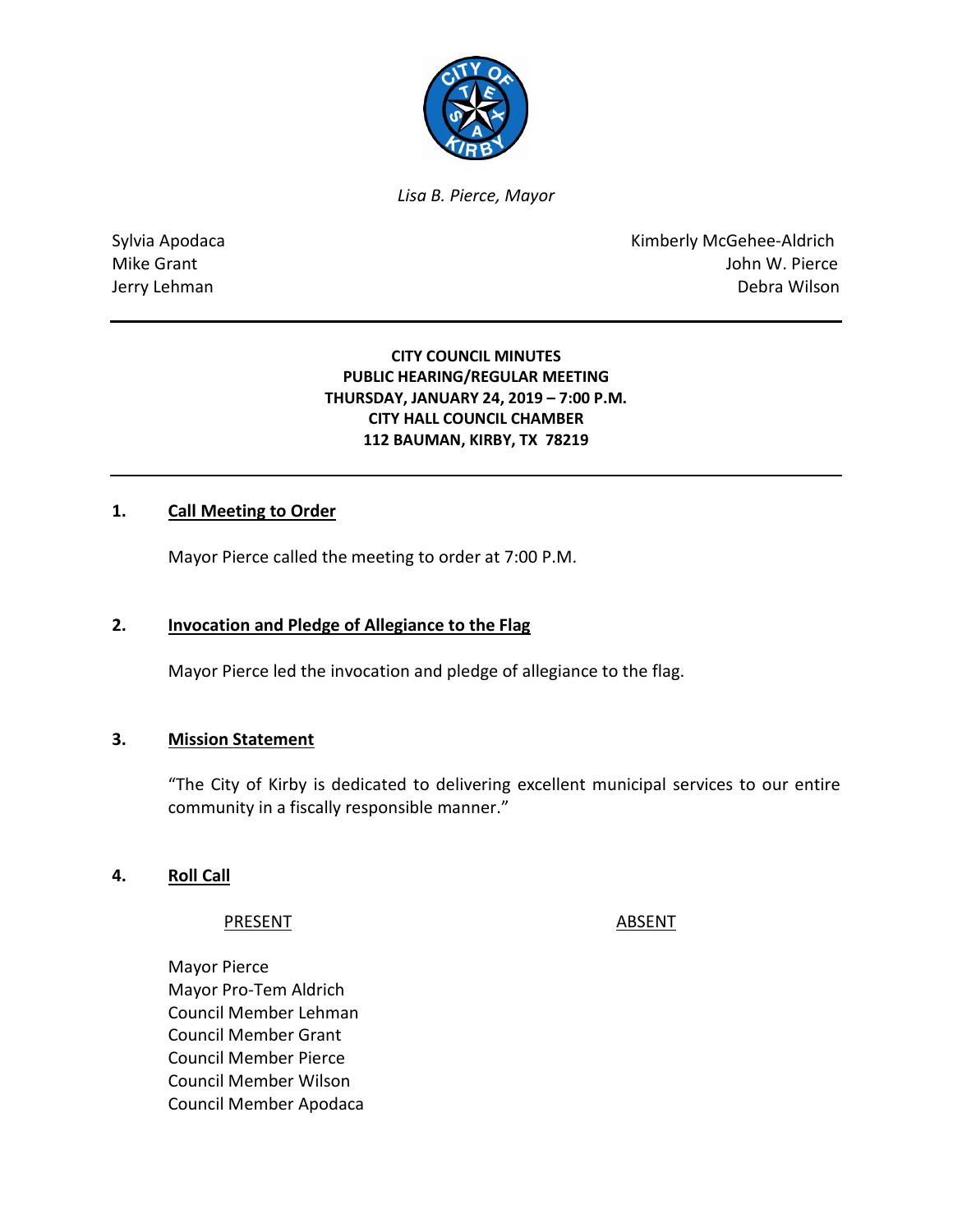*Lisa B. Pierce, Mayor*

Sylvia Apodaca
Mike Grant
Jerry Lehman

Kimberly McGehee-Aldrich
John W. Pierce
Debra Wilson

---

**CITY COUNCIL MINUTES**
**PUBLIC HEARING/REGULAR MEETING**
**THURSDAY, JANUARY 24, 2019 – 7:00 P.M.**
**CITY HALL COUNCIL CHAMBER**
**112 BAUMAN, KIRBY, TX 78219**

---

## 1. Call Meeting to Order

Mayor Pierce called the meeting to order at 7:00 P.M.

## 2. Invocation and Pledge of Allegiance to the Flag

Mayor Pierce led the invocation and pledge of allegiance to the flag.

## 3. Mission Statement

"The City of Kirby is dedicated to delivering excellent municipal services to our entire community in a fiscally responsible manner."

## 4. Roll Call

| PRESENT | ABSENT |
| --- | --- |
| Mayor Pierce | |
| Mayor Pro-Tem Aldrich | |
| Council Member Lehman | |
| Council Member Grant | |
| Council Member Pierce | |
| Council Member Wilson | |
| Council Member Apodaca | |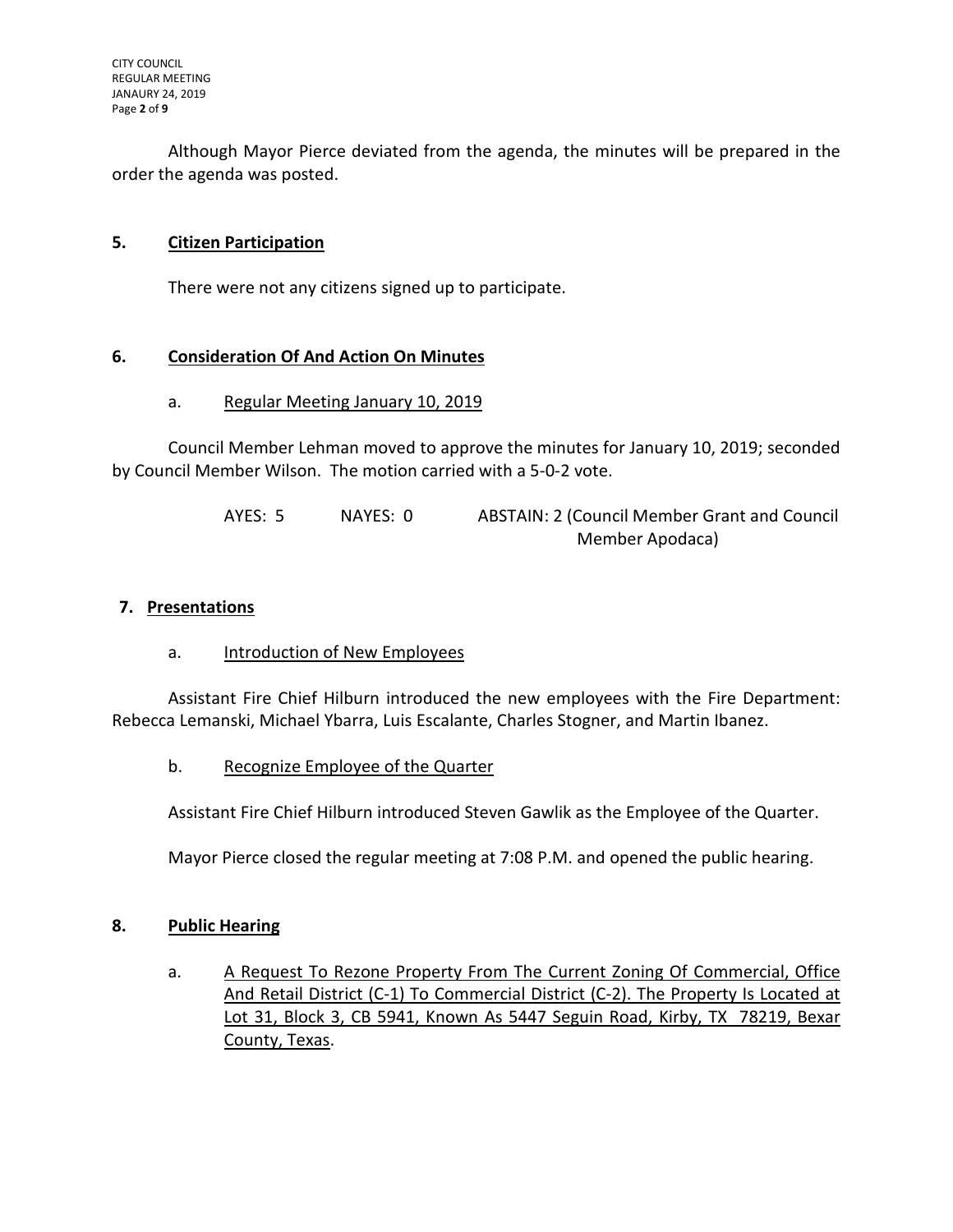Although Mayor Pierce deviated from the agenda, the minutes will be prepared in the order the agenda was posted.

## 5. Citizen Participation

There were not any citizens signed up to participate.

## 6. Consideration Of And Action On Minutes

a. Regular Meeting January 10, 2019

Council Member Lehman moved to approve the minutes for January 10, 2019; seconded by Council Member Wilson. The motion carried with a 5-0-2 vote.

AYES: 5 NAYES: 0 ABSTAIN: 2 (Council Member Grant and Council Member Apodaca)

## 7. Presentations

a. Introduction of New Employees

Assistant Fire Chief Hilburn introduced the new employees with the Fire Department: Rebecca Lemanski, Michael Ybarra, Luis Escalante, Charles Stogner, and Martin Ibanez.

b. Recognize Employee of the Quarter

Assistant Fire Chief Hilburn introduced Steven Gawlik as the Employee of the Quarter.

Mayor Pierce closed the regular meeting at 7:08 P.M. and opened the public hearing.

## 8. Public Hearing

a. A Request To Rezone Property From The Current Zoning Of Commercial, Office And Retail District (C-1) To Commercial District (C-2). The Property Is Located at Lot 31, Block 3, CB 5941, Known As 5447 Seguin Road, Kirby, TX 78219, Bexar County, Texas.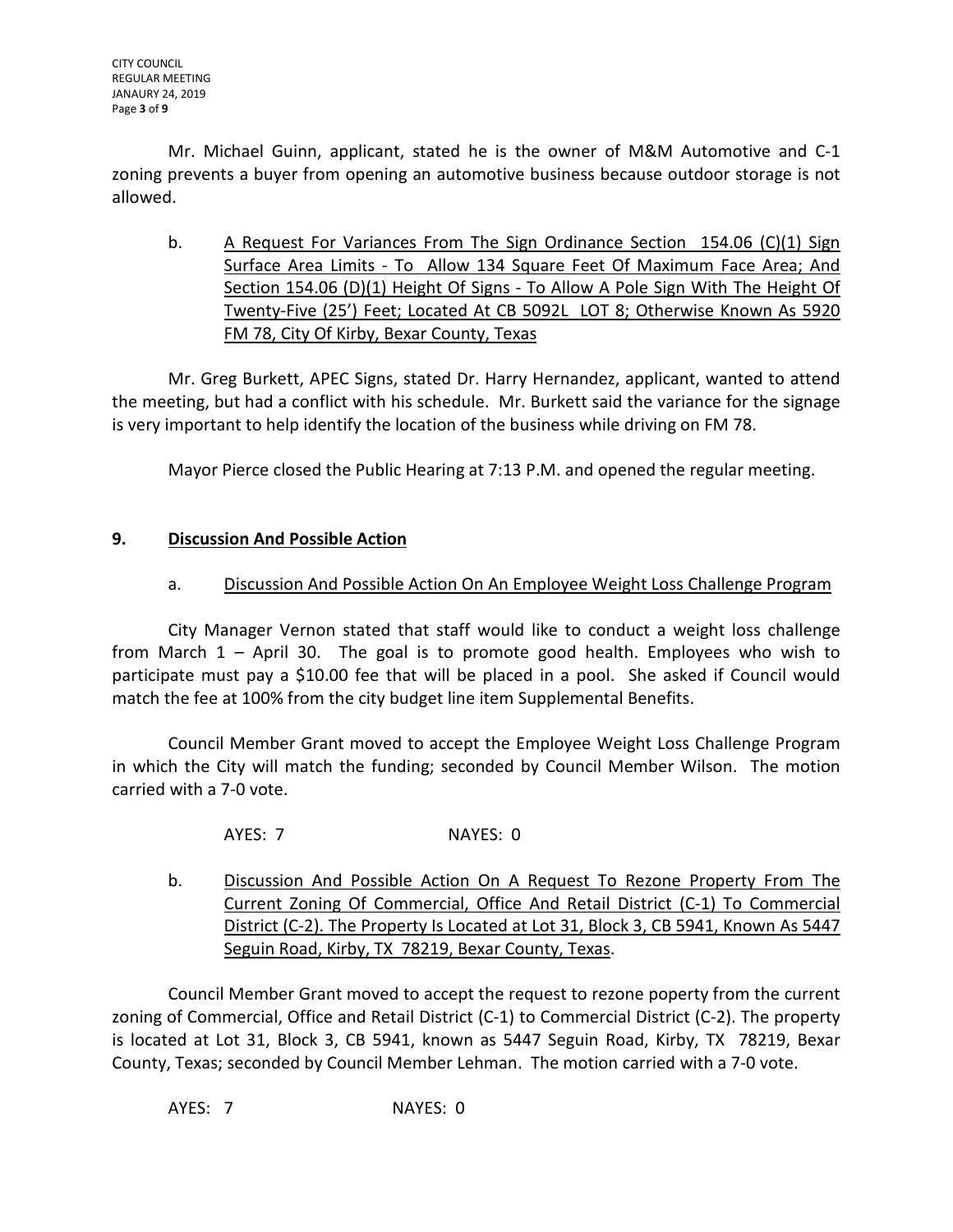Mr. Michael Guinn, applicant, stated he is the owner of M&M Automotive and C-1 zoning prevents a buyer from opening an automotive business because outdoor storage is not allowed.

b. <u>A Request For Variances From The Sign Ordinance Section 154.06 (C)(1) Sign Surface Area Limits - To Allow 134 Square Feet Of Maximum Face Area; And Section 154.06 (D)(1) Height Of Signs - To Allow A Pole Sign With The Height Of Twenty-Five (25') Feet; Located At CB 5092L LOT 8; Otherwise Known As 5920 FM 78, City Of Kirby, Bexar County, Texas</u>

Mr. Greg Burkett, APEC Signs, stated Dr. Harry Hernandez, applicant, wanted to attend the meeting, but had a conflict with his schedule. Mr. Burkett said the variance for the signage is very important to help identify the location of the business while driving on FM 78.

Mayor Pierce closed the Public Hearing at 7:13 P.M. and opened the regular meeting.

## 9. Discussion And Possible Action

a. <u>Discussion And Possible Action On An Employee Weight Loss Challenge Program</u>

City Manager Vernon stated that staff would like to conduct a weight loss challenge from March 1 – April 30. The goal is to promote good health. Employees who wish to participate must pay a $10.00 fee that will be placed in a pool. She asked if Council would match the fee at 100% from the city budget line item Supplemental Benefits.

Council Member Grant moved to accept the Employee Weight Loss Challenge Program in which the City will match the funding; seconded by Council Member Wilson. The motion carried with a 7-0 vote.

AYES: 7 NAYES: 0

b. <u>Discussion And Possible Action On A Request To Rezone Property From The Current Zoning Of Commercial, Office And Retail District (C-1) To Commercial District (C-2). The Property Is Located at Lot 31, Block 3, CB 5941, Known As 5447 Seguin Road, Kirby, TX 78219, Bexar County, Texas</u>.

Council Member Grant moved to accept the request to rezone poperty from the current zoning of Commercial, Office and Retail District (C-1) to Commercial District (C-2). The property is located at Lot 31, Block 3, CB 5941, known as 5447 Seguin Road, Kirby, TX 78219, Bexar County, Texas; seconded by Council Member Lehman. The motion carried with a 7-0 vote.

AYES: 7 NAYES: 0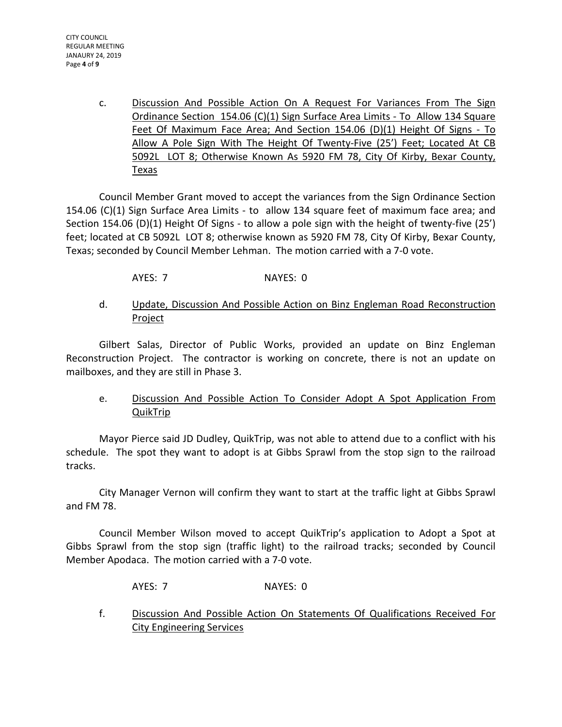c. Discussion And Possible Action On A Request For Variances From The Sign Ordinance Section 154.06 (C)(1) Sign Surface Area Limits - To Allow 134 Square Feet Of Maximum Face Area; And Section 154.06 (D)(1) Height Of Signs - To Allow A Pole Sign With The Height Of Twenty-Five (25') Feet; Located At CB 5092L LOT 8; Otherwise Known As 5920 FM 78, City Of Kirby, Bexar County, Texas

Council Member Grant moved to accept the variances from the Sign Ordinance Section 154.06 (C)(1) Sign Surface Area Limits - to allow 134 square feet of maximum face area; and Section 154.06 (D)(1) Height Of Signs - to allow a pole sign with the height of twenty-five (25') feet; located at CB 5092L LOT 8; otherwise known as 5920 FM 78, City Of Kirby, Bexar County, Texas; seconded by Council Member Lehman. The motion carried with a 7-0 vote.

AYES: 7 NAYES: 0

d. Update, Discussion And Possible Action on Binz Engleman Road Reconstruction Project

Gilbert Salas, Director of Public Works, provided an update on Binz Engleman Reconstruction Project. The contractor is working on concrete, there is not an update on mailboxes, and they are still in Phase 3.

e. Discussion And Possible Action To Consider Adopt A Spot Application From QuikTrip

Mayor Pierce said JD Dudley, QuikTrip, was not able to attend due to a conflict with his schedule. The spot they want to adopt is at Gibbs Sprawl from the stop sign to the railroad tracks.

City Manager Vernon will confirm they want to start at the traffic light at Gibbs Sprawl and FM 78.

Council Member Wilson moved to accept QuikTrip's application to Adopt a Spot at Gibbs Sprawl from the stop sign (traffic light) to the railroad tracks; seconded by Council Member Apodaca. The motion carried with a 7-0 vote.

AYES: 7 NAYES: 0

f. Discussion And Possible Action On Statements Of Qualifications Received For City Engineering Services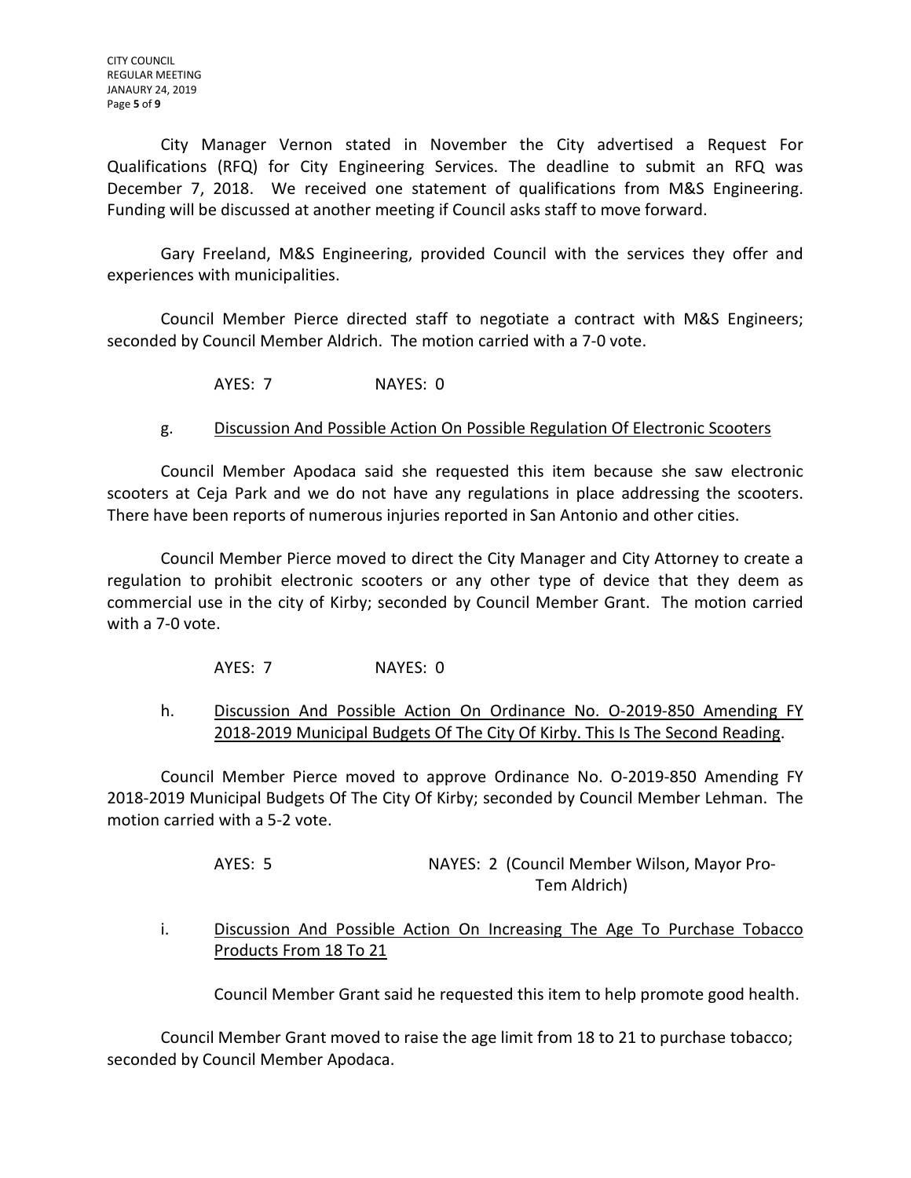City Manager Vernon stated in November the City advertised a Request For Qualifications (RFQ) for City Engineering Services. The deadline to submit an RFQ was December 7, 2018. We received one statement of qualifications from M&S Engineering. Funding will be discussed at another meeting if Council asks staff to move forward.

Gary Freeland, M&S Engineering, provided Council with the services they offer and experiences with municipalities.

Council Member Pierce directed staff to negotiate a contract with M&S Engineers; seconded by Council Member Aldrich. The motion carried with a 7-0 vote.

AYES: 7 NAYES: 0

g. Discussion And Possible Action On Possible Regulation Of Electronic Scooters

Council Member Apodaca said she requested this item because she saw electronic scooters at Ceja Park and we do not have any regulations in place addressing the scooters. There have been reports of numerous injuries reported in San Antonio and other cities.

Council Member Pierce moved to direct the City Manager and City Attorney to create a regulation to prohibit electronic scooters or any other type of device that they deem as commercial use in the city of Kirby; seconded by Council Member Grant. The motion carried with a 7-0 vote.

AYES: 7 NAYES: 0

h. Discussion And Possible Action On Ordinance No. O-2019-850 Amending FY 2018-2019 Municipal Budgets Of The City Of Kirby. This Is The Second Reading.

Council Member Pierce moved to approve Ordinance No. O-2019-850 Amending FY 2018-2019 Municipal Budgets Of The City Of Kirby; seconded by Council Member Lehman. The motion carried with a 5-2 vote.

AYES: 5 NAYES: 2 (Council Member Wilson, Mayor Pro-Tem Aldrich)

i. Discussion And Possible Action On Increasing The Age To Purchase Tobacco Products From 18 To 21

Council Member Grant said he requested this item to help promote good health.

Council Member Grant moved to raise the age limit from 18 to 21 to purchase tobacco; seconded by Council Member Apodaca.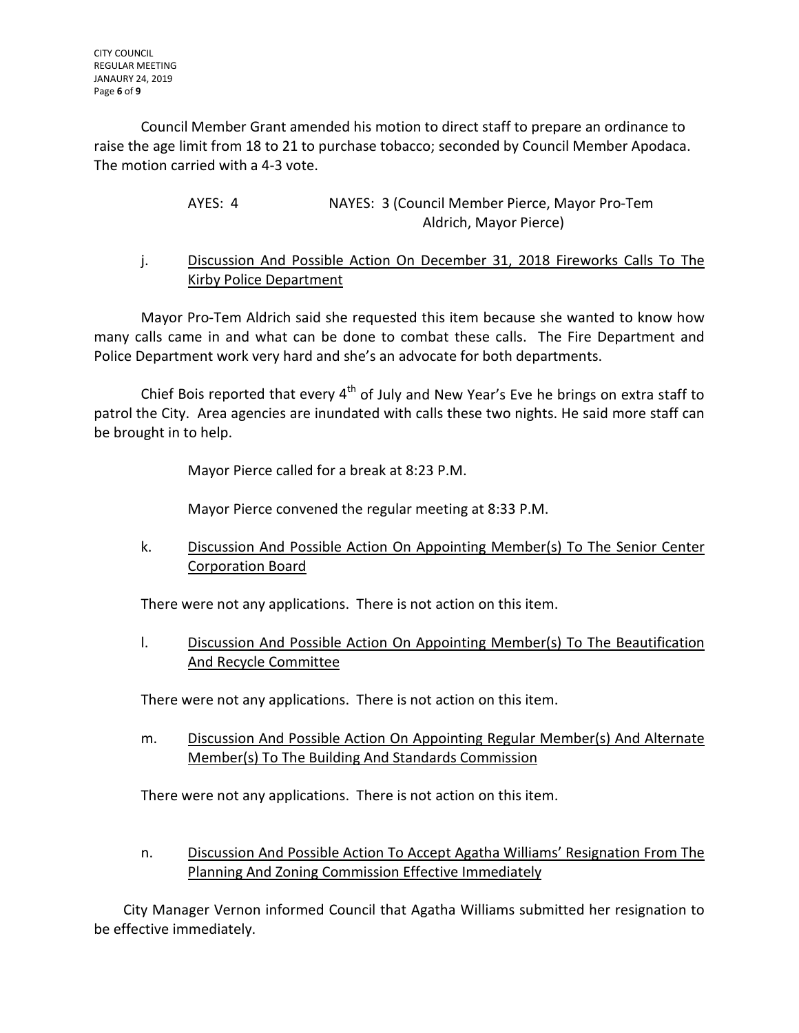Council Member Grant amended his motion to direct staff to prepare an ordinance to raise the age limit from 18 to 21 to purchase tobacco; seconded by Council Member Apodaca. The motion carried with a 4-3 vote.

AYES: 4 NAYES: 3 (Council Member Pierce, Mayor Pro-Tem Aldrich, Mayor Pierce)

j. <u>Discussion And Possible Action On December 31, 2018 Fireworks Calls To The Kirby Police Department</u>

Mayor Pro-Tem Aldrich said she requested this item because she wanted to know how many calls came in and what can be done to combat these calls. The Fire Department and Police Department work very hard and she's an advocate for both departments.

Chief Bois reported that every 4th of July and New Year's Eve he brings on extra staff to patrol the City. Area agencies are inundated with calls these two nights. He said more staff can be brought in to help.

Mayor Pierce called for a break at 8:23 P.M.

Mayor Pierce convened the regular meeting at 8:33 P.M.

k. <u>Discussion And Possible Action On Appointing Member(s) To The Senior Center Corporation Board</u>

There were not any applications. There is not action on this item.

l. <u>Discussion And Possible Action On Appointing Member(s) To The Beautification And Recycle Committee</u>

There were not any applications. There is not action on this item.

m. <u>Discussion And Possible Action On Appointing Regular Member(s) And Alternate Member(s) To The Building And Standards Commission</u>

There were not any applications. There is not action on this item.

n. <u>Discussion And Possible Action To Accept Agatha Williams' Resignation From The Planning And Zoning Commission Effective Immediately</u>

City Manager Vernon informed Council that Agatha Williams submitted her resignation to be effective immediately.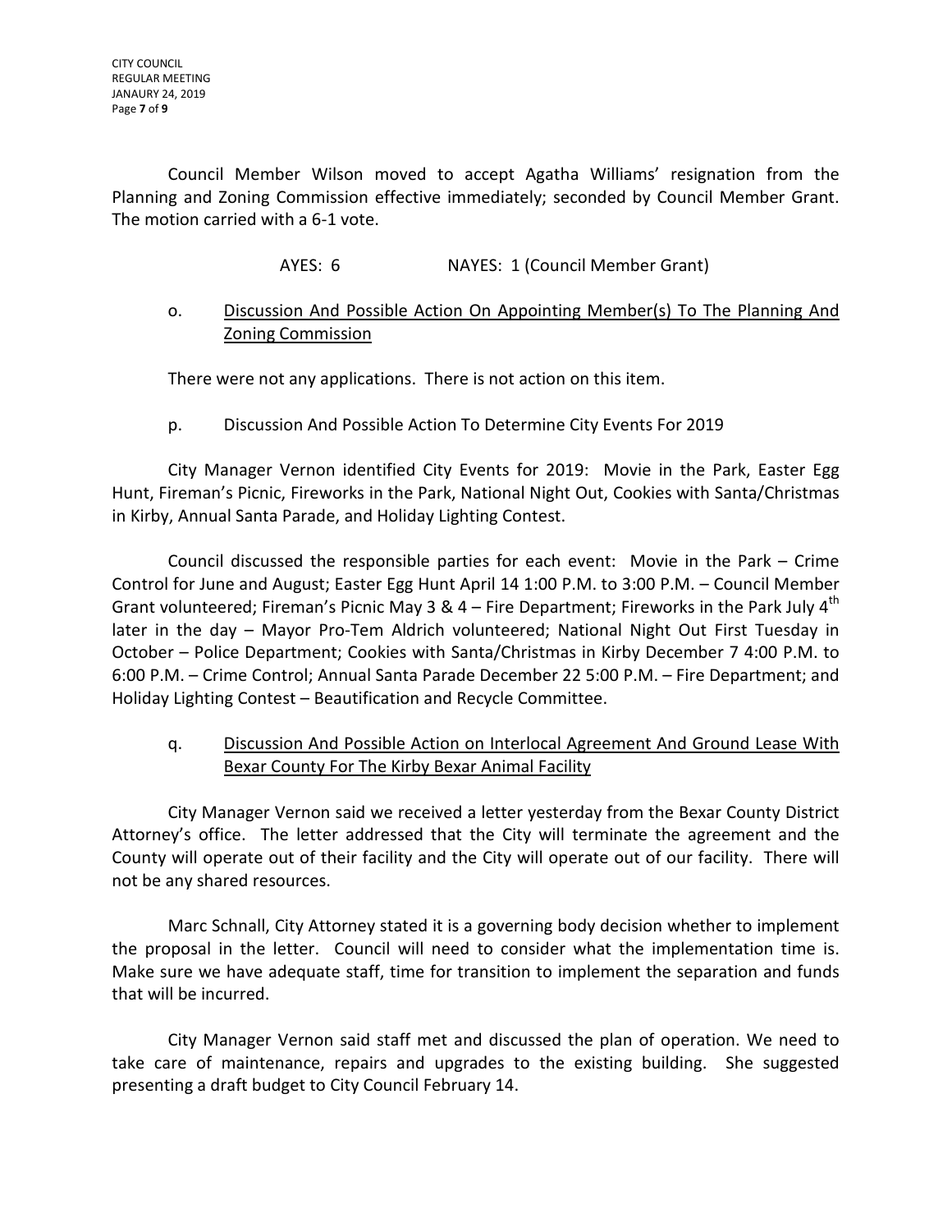Council Member Wilson moved to accept Agatha Williams' resignation from the Planning and Zoning Commission effective immediately; seconded by Council Member Grant. The motion carried with a 6-1 vote.

AYES: 6 NAYES: 1 (Council Member Grant)

o. <u>Discussion And Possible Action On Appointing Member(s) To The Planning And Zoning Commission</u>

There were not any applications. There is not action on this item.

p. Discussion And Possible Action To Determine City Events For 2019

City Manager Vernon identified City Events for 2019: Movie in the Park, Easter Egg Hunt, Fireman's Picnic, Fireworks in the Park, National Night Out, Cookies with Santa/Christmas in Kirby, Annual Santa Parade, and Holiday Lighting Contest.

Council discussed the responsible parties for each event: Movie in the Park – Crime Control for June and August; Easter Egg Hunt April 14 1:00 P.M. to 3:00 P.M. – Council Member Grant volunteered; Fireman's Picnic May 3 & 4 – Fire Department; Fireworks in the Park July 4th later in the day – Mayor Pro-Tem Aldrich volunteered; National Night Out First Tuesday in October – Police Department; Cookies with Santa/Christmas in Kirby December 7 4:00 P.M. to 6:00 P.M. – Crime Control; Annual Santa Parade December 22 5:00 P.M. – Fire Department; and Holiday Lighting Contest – Beautification and Recycle Committee.

q. <u>Discussion And Possible Action on Interlocal Agreement And Ground Lease With Bexar County For The Kirby Bexar Animal Facility</u>

City Manager Vernon said we received a letter yesterday from the Bexar County District Attorney's office. The letter addressed that the City will terminate the agreement and the County will operate out of their facility and the City will operate out of our facility. There will not be any shared resources.

Marc Schnall, City Attorney stated it is a governing body decision whether to implement the proposal in the letter. Council will need to consider what the implementation time is. Make sure we have adequate staff, time for transition to implement the separation and funds that will be incurred.

City Manager Vernon said staff met and discussed the plan of operation. We need to take care of maintenance, repairs and upgrades to the existing building. She suggested presenting a draft budget to City Council February 14.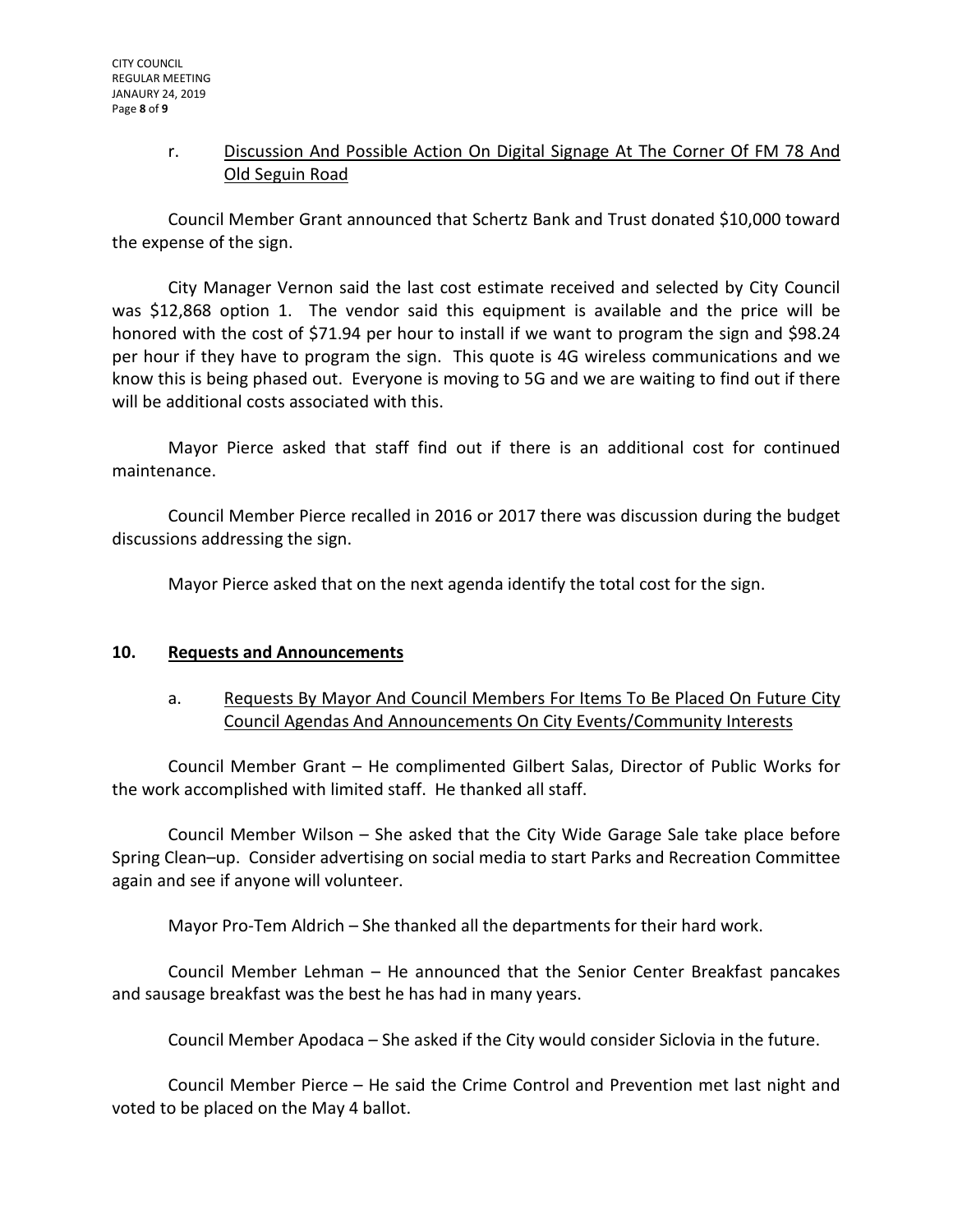r. <u>Discussion And Possible Action On Digital Signage At The Corner Of FM 78 And Old Seguin Road</u>

Council Member Grant announced that Schertz Bank and Trust donated $10,000 toward the expense of the sign.

City Manager Vernon said the last cost estimate received and selected by City Council was $12,868 option 1. The vendor said this equipment is available and the price will be honored with the cost of $71.94 per hour to install if we want to program the sign and $98.24 per hour if they have to program the sign. This quote is 4G wireless communications and we know this is being phased out. Everyone is moving to 5G and we are waiting to find out if there will be additional costs associated with this.

Mayor Pierce asked that staff find out if there is an additional cost for continued maintenance.

Council Member Pierce recalled in 2016 or 2017 there was discussion during the budget discussions addressing the sign.

Mayor Pierce asked that on the next agenda identify the total cost for the sign.

## 10. Requests and Announcements

a. <u>Requests By Mayor And Council Members For Items To Be Placed On Future City Council Agendas And Announcements On City Events/Community Interests</u>

Council Member Grant – He complimented Gilbert Salas, Director of Public Works for the work accomplished with limited staff. He thanked all staff.

Council Member Wilson – She asked that the City Wide Garage Sale take place before Spring Clean–up. Consider advertising on social media to start Parks and Recreation Committee again and see if anyone will volunteer.

Mayor Pro-Tem Aldrich – She thanked all the departments for their hard work.

Council Member Lehman – He announced that the Senior Center Breakfast pancakes and sausage breakfast was the best he has had in many years.

Council Member Apodaca – She asked if the City would consider Siclovia in the future.

Council Member Pierce – He said the Crime Control and Prevention met last night and voted to be placed on the May 4 ballot.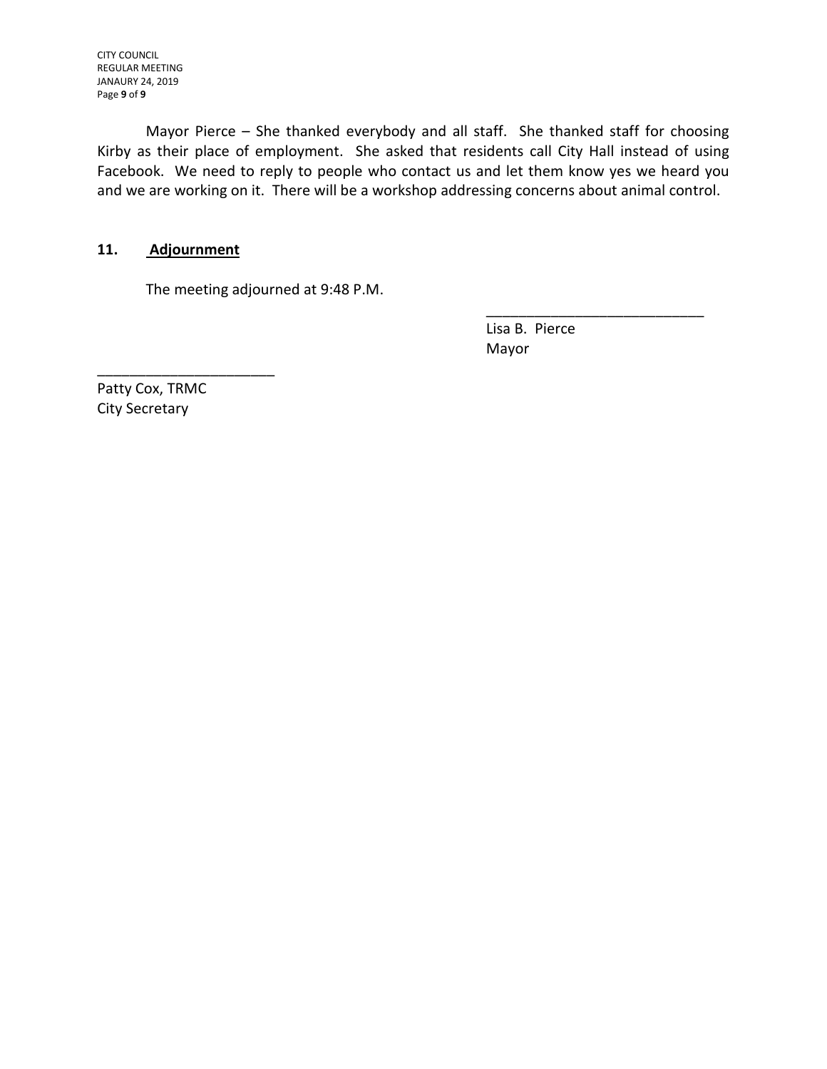Mayor Pierce – She thanked everybody and all staff. She thanked staff for choosing Kirby as their place of employment. She asked that residents call City Hall instead of using Facebook. We need to reply to people who contact us and let them know yes we heard you and we are working on it. There will be a workshop addressing concerns about animal control.

## 11. **Adjournment**

The meeting adjourned at 9:48 P.M.

___________________________

Lisa B. Pierce
Mayor

______________________

Patty Cox, TRMC
City Secretary